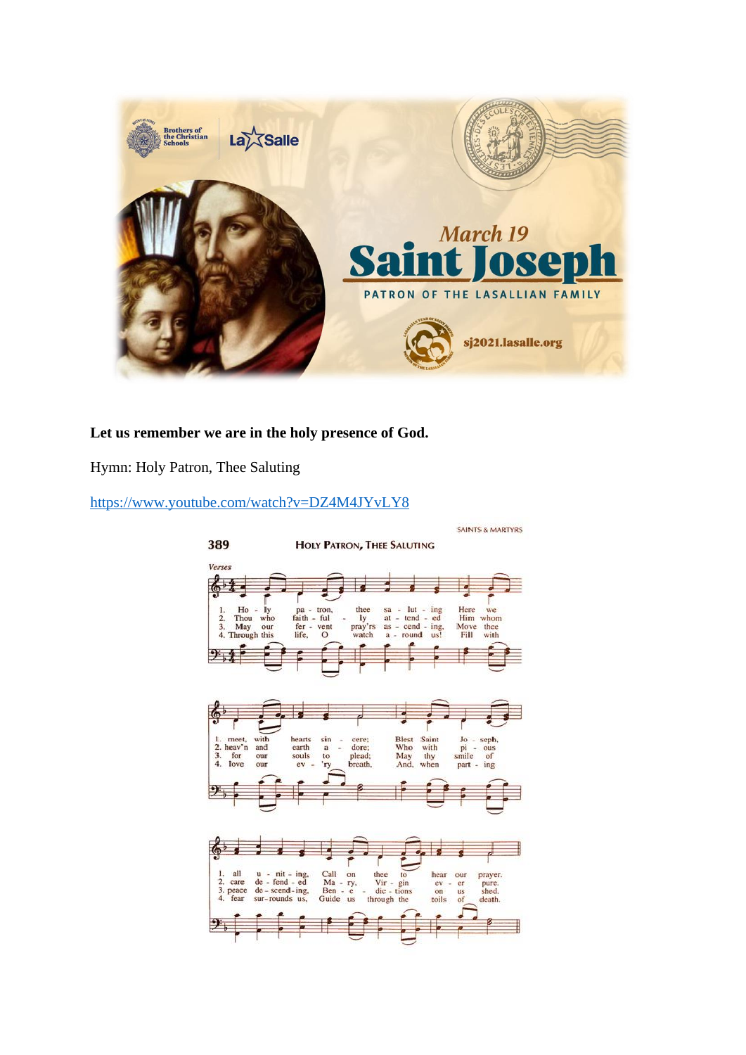**Let us remember we are in the holy presence of God.**

Hymn: Holy Patron, Thee Saluting

https://www.youtube.com/watch?v=DZ4M4JYvLY8

SAINTS & MARTYRS

389 HOLY PATRON, THEE SALUTING

*Verses*

1. Holy patron, thee saluting Here we meet, with hearts sincere; Blest Saint Joseph, all uniting Call on thee to hear our prayer.
2. Thou who faithfully attended Him whom heav'n and earth adore; Who with pious care defended Mary, Virgin pure.
3. May our fervent pray'rs ascending, Move thee for our souls to plead; May thy smile of peace descending, Benedictions on us shed.
4. Through this life, O watch around us! Fill with love our ev'ry breath, And, when parting fear surrounds us, Guide us through the toils of death.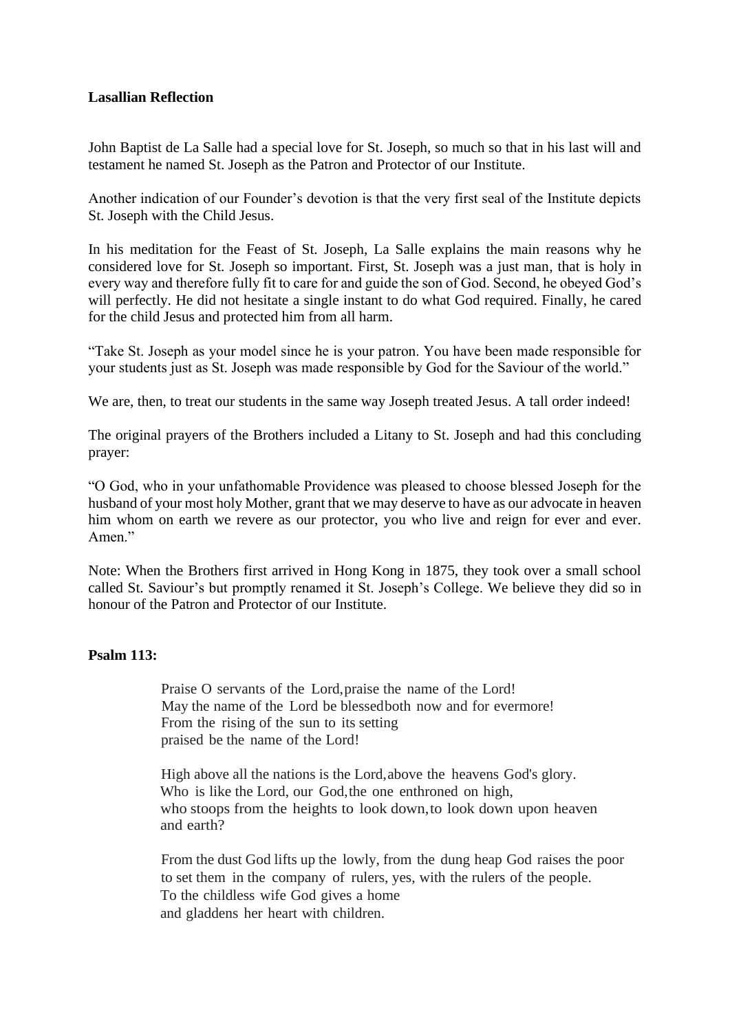**Lasallian Reflection**

John Baptist de La Salle had a special love for St. Joseph, so much so that in his last will and testament he named St. Joseph as the Patron and Protector of our Institute.

Another indication of our Founder's devotion is that the very first seal of the Institute depicts St. Joseph with the Child Jesus.

In his meditation for the Feast of St. Joseph, La Salle explains the main reasons why he considered love for St. Joseph so important. First, St. Joseph was a just man, that is holy in every way and therefore fully fit to care for and guide the son of God. Second, he obeyed God's will perfectly. He did not hesitate a single instant to do what God required. Finally, he cared for the child Jesus and protected him from all harm.

"Take St. Joseph as your model since he is your patron. You have been made responsible for your students just as St. Joseph was made responsible by God for the Saviour of the world."

We are, then, to treat our students in the same way Joseph treated Jesus. A tall order indeed!

The original prayers of the Brothers included a Litany to St. Joseph and had this concluding prayer:

"O God, who in your unfathomable Providence was pleased to choose blessed Joseph for the husband of your most holy Mother, grant that we may deserve to have as our advocate in heaven him whom on earth we revere as our protector, you who live and reign for ever and ever. Amen."

Note: When the Brothers first arrived in Hong Kong in 1875, they took over a small school called St. Saviour's but promptly renamed it St. Joseph's College. We believe they did so in honour of the Patron and Protector of our Institute.

**Psalm 113:**

Praise O servants of the Lord, praise the name of the Lord!
May the name of the Lord be blessed both now and for evermore!
From the rising of the sun to its setting
praised be the name of the Lord!

High above all the nations is the Lord, above the heavens God's glory.
Who is like the Lord, our God, the one enthroned on high,
who stoops from the heights to look down, to look down upon heaven and earth?

From the dust God lifts up the lowly, from the dung heap God raises the poor
to set them in the company of rulers, yes, with the rulers of the people.
To the childless wife God gives a home
and gladdens her heart with children.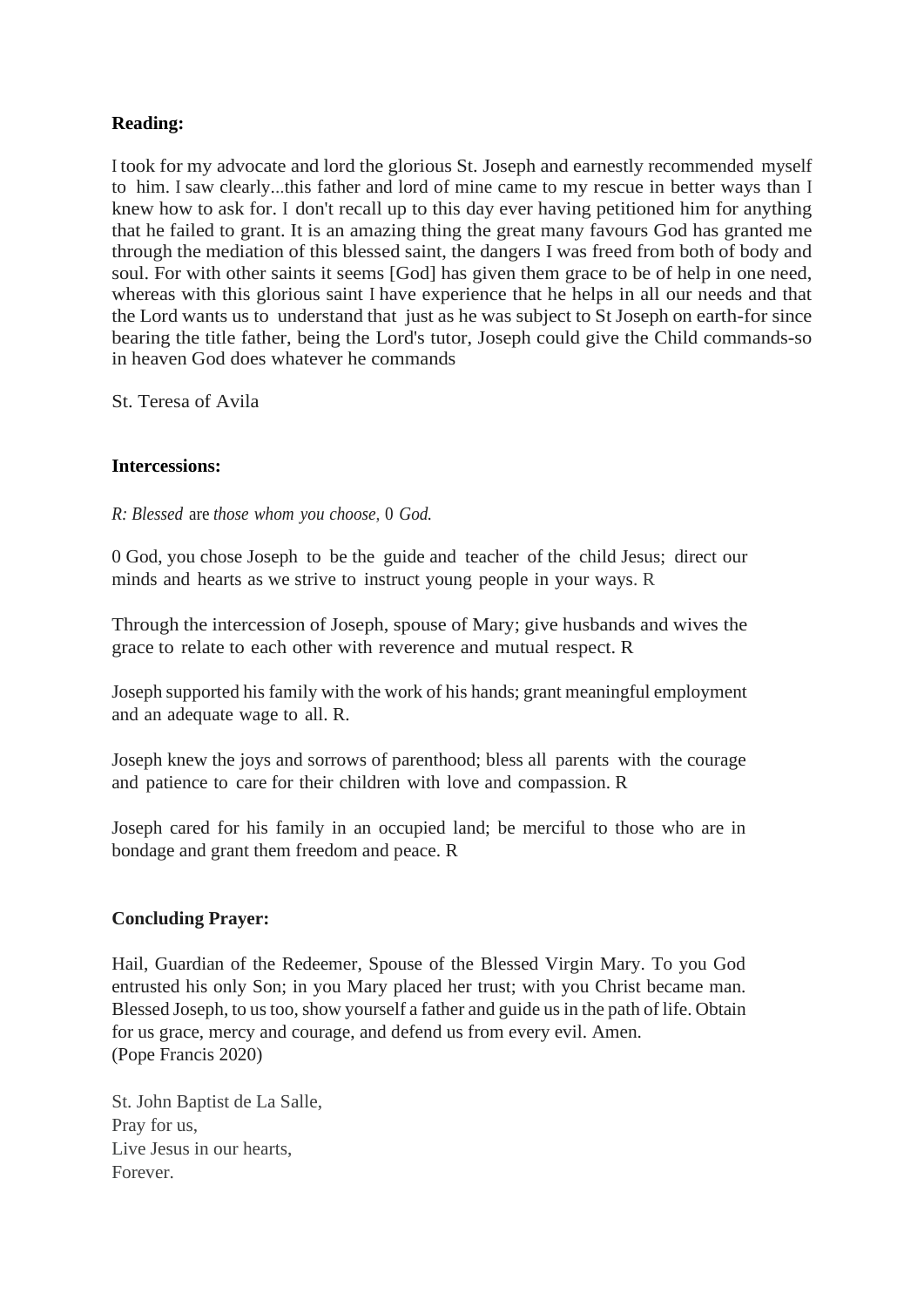**Reading:**

I took for my advocate and lord the glorious St. Joseph and earnestly recommended myself to him. I saw clearly...this father and lord of mine came to my rescue in better ways than I knew how to ask for. I don't recall up to this day ever having petitioned him for anything that he failed to grant. It is an amazing thing the great many favours God has granted me through the mediation of this blessed saint, the dangers I was freed from both of body and soul. For with other saints it seems [God] has given them grace to be of help in one need, whereas with this glorious saint I have experience that he helps in all our needs and that the Lord wants us to understand that just as he was subject to St Joseph on earth-for since bearing the title father, being the Lord's tutor, Joseph could give the Child commands-so in heaven God does whatever he commands

St. Teresa of Avila

**Intercessions:**

*R: Blessed are those whom you choose, 0 God.*

0 God, you chose Joseph to be the guide and teacher of the child Jesus; direct our minds and hearts as we strive to instruct young people in your ways. R

Through the intercession of Joseph, spouse of Mary; give husbands and wives the grace to relate to each other with reverence and mutual respect. R

Joseph supported his family with the work of his hands; grant meaningful employment and an adequate wage to all. R.

Joseph knew the joys and sorrows of parenthood; bless all parents with the courage and patience to care for their children with love and compassion. R

Joseph cared for his family in an occupied land; be merciful to those who are in bondage and grant them freedom and peace. R

**Concluding Prayer:**

Hail, Guardian of the Redeemer, Spouse of the Blessed Virgin Mary. To you God entrusted his only Son; in you Mary placed her trust; with you Christ became man. Blessed Joseph, to us too, show yourself a father and guide us in the path of life. Obtain for us grace, mercy and courage, and defend us from every evil. Amen.
(Pope Francis 2020)

St. John Baptist de La Salle,
Pray for us,
Live Jesus in our hearts,
Forever.